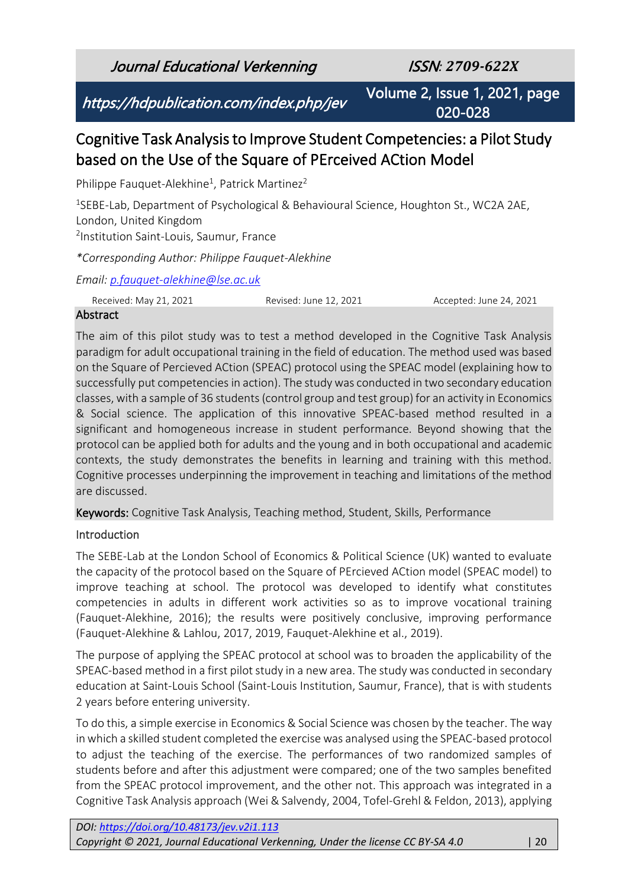// Cognitive Task Analysis to Improve Student Competencies: a Pilot Study based on the Use of the Square of PErceived ACtion Model

Philippe Fauquet-Alekhine[1], Patrick Martinez[2]

[1]SEBE-Lab, Department of Psychological & Behavioural Science, Houghton St., WC2A 2AE, London, United Kingdom

[2]Institution Saint-Louis, Saumur, France

*Corresponding Author: Philippe Fauquet-Alekhine*

*Email: p.fauquet-alekhine@lse.ac.uk*

Received: May 21, 2021 | Revised: June 12, 2021 | Accepted: June 24, 2021

## Abstract

The aim of this pilot study was to test a method developed in the Cognitive Task Analysis paradigm for adult occupational training in the field of education. The method used was based on the Square of Percieved ACtion (SPEAC) protocol using the SPEAC model (explaining how to successfully put competencies in action). The study was conducted in two secondary education classes, with a sample of 36 students (control group and test group) for an activity in Economics & Social science. The application of this innovative SPEAC-based method resulted in a significant and homogeneous increase in student performance. Beyond showing that the protocol can be applied both for adults and the young and in both occupational and academic contexts, the study demonstrates the benefits in learning and training with this method. Cognitive processes underpinning the improvement in teaching and limitations of the method are discussed.

**Keywords:** Cognitive Task Analysis, Teaching method, Student, Skills, Performance

## Introduction

The SEBE-Lab at the London School of Economics & Political Science (UK) wanted to evaluate the capacity of the protocol based on the Square of PErcieved ACtion model (SPEAC model) to improve teaching at school. The protocol was developed to identify what constitutes competencies in adults in different work activities so as to improve vocational training (Fauquet-Alekhine, 2016); the results were positively conclusive, improving performance (Fauquet-Alekhine & Lahlou, 2017, 2019, Fauquet-Alekhine et al., 2019).

The purpose of applying the SPEAC protocol at school was to broaden the applicability of the SPEAC-based method in a first pilot study in a new area. The study was conducted in secondary education at Saint-Louis School (Saint-Louis Institution, Saumur, France), that is with students 2 years before entering university.

To do this, a simple exercise in Economics & Social Science was chosen by the teacher. The way in which a skilled student completed the exercise was analysed using the SPEAC-based protocol to adjust the teaching of the exercise. The performances of two randomized samples of students before and after this adjustment were compared; one of the two samples benefited from the SPEAC protocol improvement, and the other not. This approach was integrated in a Cognitive Task Analysis approach (Wei & Salvendy, 2004, Tofel-Grehl & Feldon, 2013), applying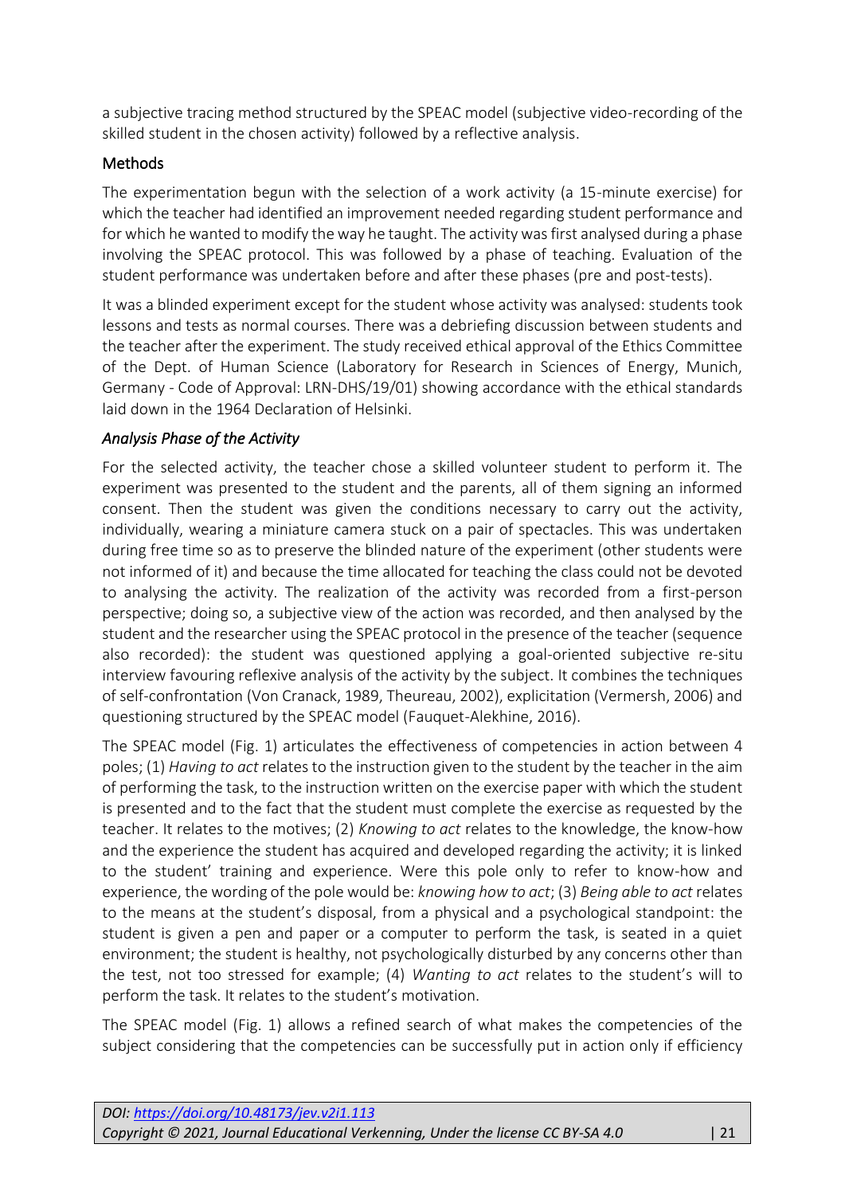a subjective tracing method structured by the SPEAC model (subjective video-recording of the skilled student in the chosen activity) followed by a reflective analysis.

## Methods

The experimentation begun with the selection of a work activity (a 15-minute exercise) for which the teacher had identified an improvement needed regarding student performance and for which he wanted to modify the way he taught. The activity was first analysed during a phase involving the SPEAC protocol. This was followed by a phase of teaching. Evaluation of the student performance was undertaken before and after these phases (pre and post-tests).

It was a blinded experiment except for the student whose activity was analysed: students took lessons and tests as normal courses. There was a debriefing discussion between students and the teacher after the experiment. The study received ethical approval of the Ethics Committee of the Dept. of Human Science (Laboratory for Research in Sciences of Energy, Munich, Germany - Code of Approval: LRN-DHS/19/01) showing accordance with the ethical standards laid down in the 1964 Declaration of Helsinki.

### *Analysis Phase of the Activity*

For the selected activity, the teacher chose a skilled volunteer student to perform it. The experiment was presented to the student and the parents, all of them signing an informed consent. Then the student was given the conditions necessary to carry out the activity, individually, wearing a miniature camera stuck on a pair of spectacles. This was undertaken during free time so as to preserve the blinded nature of the experiment (other students were not informed of it) and because the time allocated for teaching the class could not be devoted to analysing the activity. The realization of the activity was recorded from a first-person perspective; doing so, a subjective view of the action was recorded, and then analysed by the student and the researcher using the SPEAC protocol in the presence of the teacher (sequence also recorded): the student was questioned applying a goal-oriented subjective re-situ interview favouring reflexive analysis of the activity by the subject. It combines the techniques of self-confrontation (Von Cranack, 1989, Theureau, 2002), explicitation (Vermersh, 2006) and questioning structured by the SPEAC model (Fauquet-Alekhine, 2016).

The SPEAC model (Fig. 1) articulates the effectiveness of competencies in action between 4 poles; (1) *Having to act* relates to the instruction given to the student by the teacher in the aim of performing the task, to the instruction written on the exercise paper with which the student is presented and to the fact that the student must complete the exercise as requested by the teacher. It relates to the motives; (2) *Knowing to act* relates to the knowledge, the know-how and the experience the student has acquired and developed regarding the activity; it is linked to the student' training and experience. Were this pole only to refer to know-how and experience, the wording of the pole would be: *knowing how to act*; (3) *Being able to act* relates to the means at the student's disposal, from a physical and a psychological standpoint: the student is given a pen and paper or a computer to perform the task, is seated in a quiet environment; the student is healthy, not psychologically disturbed by any concerns other than the test, not too stressed for example; (4) *Wanting to act* relates to the student's will to perform the task. It relates to the student's motivation.

The SPEAC model (Fig. 1) allows a refined search of what makes the competencies of the subject considering that the competencies can be successfully put in action only if efficiency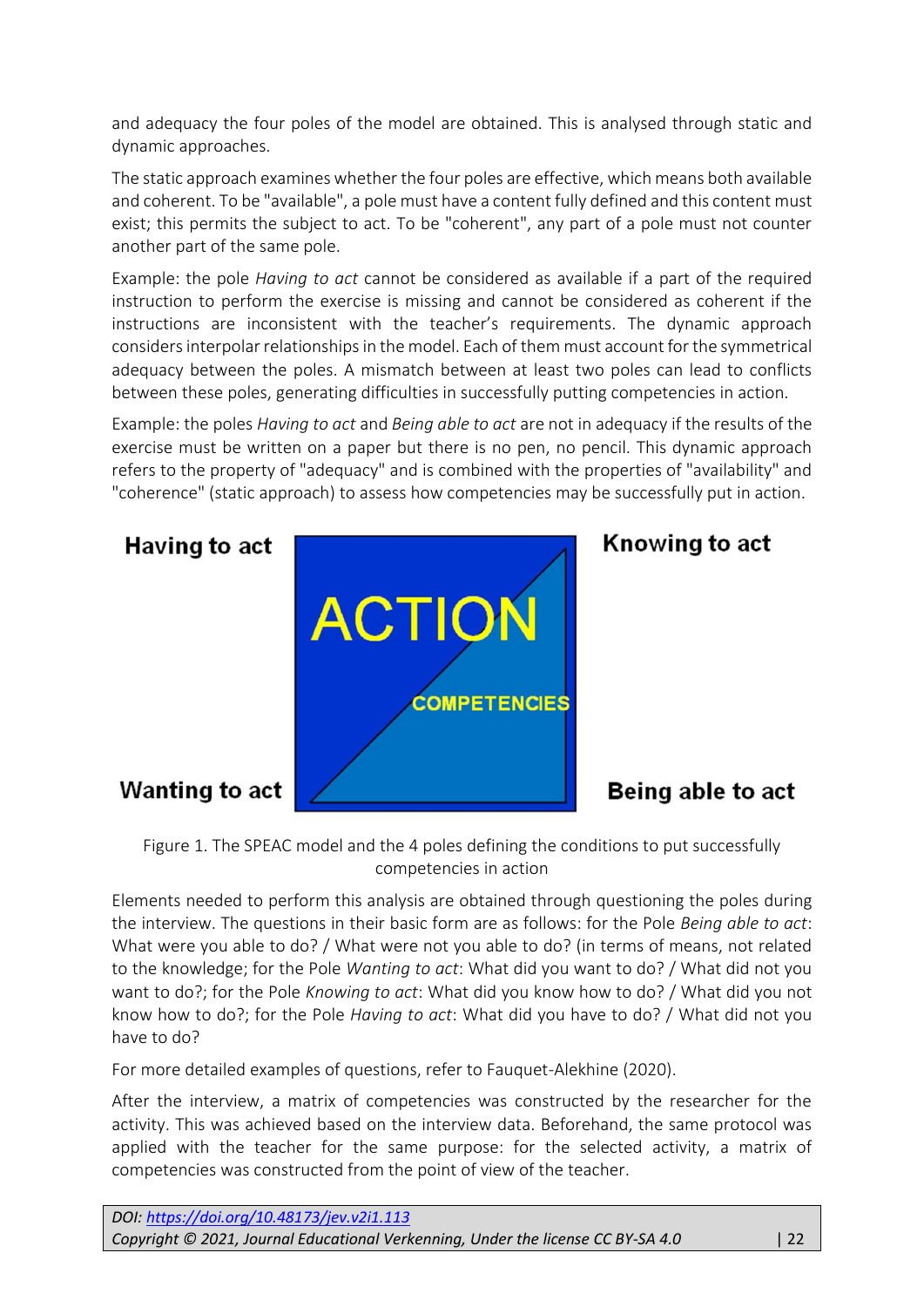and adequacy the four poles of the model are obtained. This is analysed through static and dynamic approaches.

The static approach examines whether the four poles are effective, which means both available and coherent. To be "available", a pole must have a content fully defined and this content must exist; this permits the subject to act. To be "coherent", any part of a pole must not counter another part of the same pole.

Example: the pole *Having to act* cannot be considered as available if a part of the required instruction to perform the exercise is missing and cannot be considered as coherent if the instructions are inconsistent with the teacher's requirements. The dynamic approach considers interpolar relationships in the model. Each of them must account for the symmetrical adequacy between the poles. A mismatch between at least two poles can lead to conflicts between these poles, generating difficulties in successfully putting competencies in action.

Example: the poles *Having to act* and *Being able to act* are not in adequacy if the results of the exercise must be written on a paper but there is no pen, no pencil. This dynamic approach refers to the property of "adequacy" and is combined with the properties of "availability" and "coherence" (static approach) to assess how competencies may be successfully put in action.

**Having to act** | **Knowing to act**

ACTION / COMPETENCIES

**Wanting to act** | **Being able to act**

Figure 1. The SPEAC model and the 4 poles defining the conditions to put successfully competencies in action

Elements needed to perform this analysis are obtained through questioning the poles during the interview. The questions in their basic form are as follows: for the Pole *Being able to act*: What were you able to do? / What were not you able to do? (in terms of means, not related to the knowledge; for the Pole *Wanting to act*: What did you want to do? / What did not you want to do?; for the Pole *Knowing to act*: What did you know how to do? / What did you not know how to do?; for the Pole *Having to act*: What did you have to do? / What did not you have to do?

For more detailed examples of questions, refer to Fauquet-Alekhine (2020).

After the interview, a matrix of competencies was constructed by the researcher for the activity. This was achieved based on the interview data. Beforehand, the same protocol was applied with the teacher for the same purpose: for the selected activity, a matrix of competencies was constructed from the point of view of the teacher.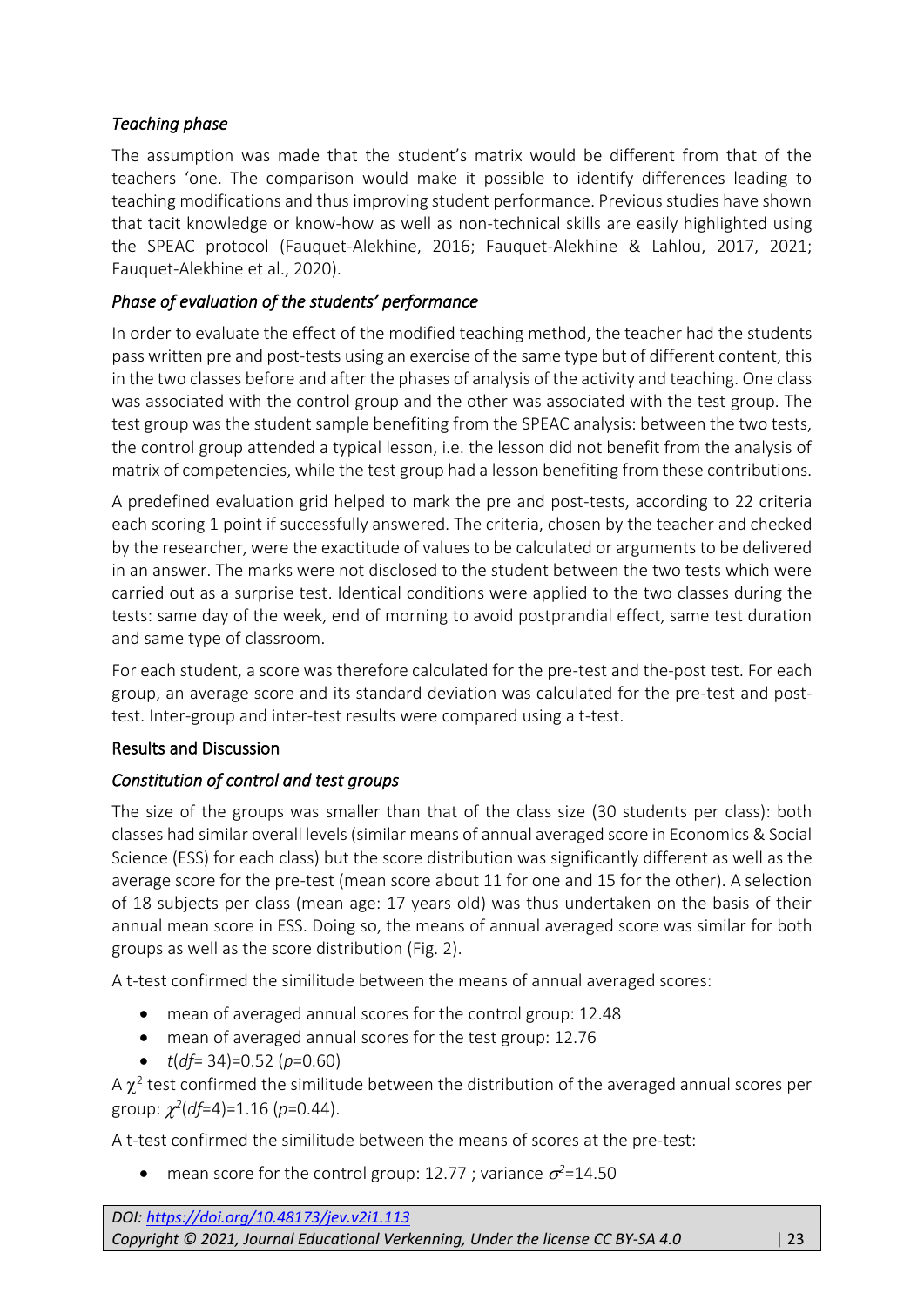*Teaching phase*

The assumption was made that the student's matrix would be different from that of the teachers 'one. The comparison would make it possible to identify differences leading to teaching modifications and thus improving student performance. Previous studies have shown that tacit knowledge or know-how as well as non-technical skills are easily highlighted using the SPEAC protocol (Fauquet-Alekhine, 2016; Fauquet-Alekhine & Lahlou, 2017, 2021; Fauquet-Alekhine et al., 2020).

*Phase of evaluation of the students' performance*

In order to evaluate the effect of the modified teaching method, the teacher had the students pass written pre and post-tests using an exercise of the same type but of different content, this in the two classes before and after the phases of analysis of the activity and teaching. One class was associated with the control group and the other was associated with the test group. The test group was the student sample benefiting from the SPEAC analysis: between the two tests, the control group attended a typical lesson, i.e. the lesson did not benefit from the analysis of matrix of competencies, while the test group had a lesson benefiting from these contributions.

A predefined evaluation grid helped to mark the pre and post-tests, according to 22 criteria each scoring 1 point if successfully answered. The criteria, chosen by the teacher and checked by the researcher, were the exactitude of values to be calculated or arguments to be delivered in an answer. The marks were not disclosed to the student between the two tests which were carried out as a surprise test. Identical conditions were applied to the two classes during the tests: same day of the week, end of morning to avoid postprandial effect, same test duration and same type of classroom.

For each student, a score was therefore calculated for the pre-test and the-post test. For each group, an average score and its standard deviation was calculated for the pre-test and post-test. Inter-group and inter-test results were compared using a t-test.

## Results and Discussion

*Constitution of control and test groups*

The size of the groups was smaller than that of the class size (30 students per class): both classes had similar overall levels (similar means of annual averaged score in Economics & Social Science (ESS) for each class) but the score distribution was significantly different as well as the average score for the pre-test (mean score about 11 for one and 15 for the other). A selection of 18 subjects per class (mean age: 17 years old) was thus undertaken on the basis of their annual mean score in ESS. Doing so, the means of annual averaged score was similar for both groups as well as the score distribution (Fig. 2).

A t-test confirmed the similitude between the means of annual averaged scores:

- mean of averaged annual scores for the control group: 12.48
- mean of averaged annual scores for the test group: 12.76
- $t(df= 34)=0.52$ ($p=0.60$)

A $\chi^2$ test confirmed the similitude between the distribution of the averaged annual scores per group: $\chi^2(df=4)=1.16$ ($p=0.44$).

A t-test confirmed the similitude between the means of scores at the pre-test:

- mean score for the control group: 12.77 ; variance $\sigma^2=14.50$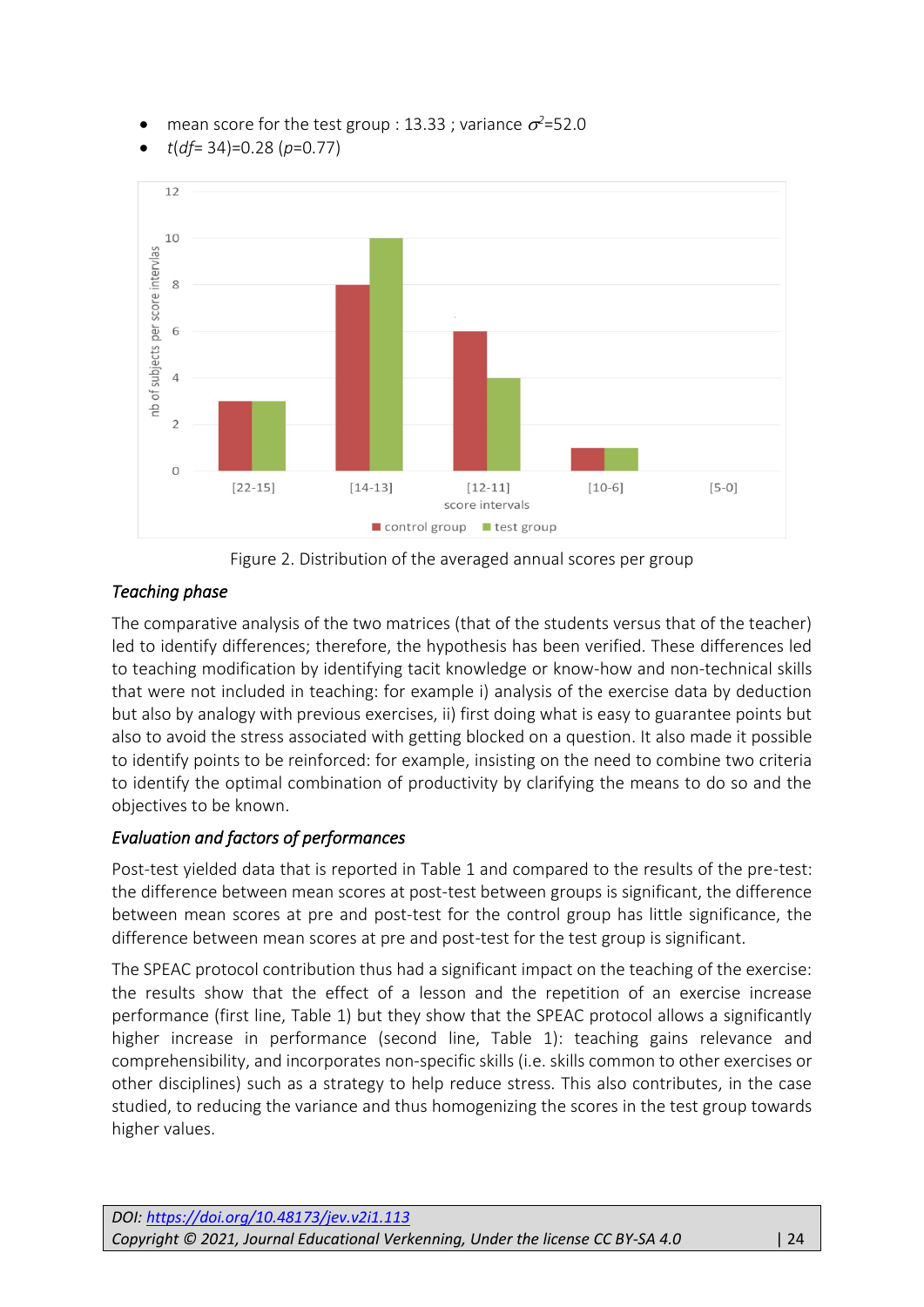- mean score for the test group : 13.33 ; variance $\sigma^2$=52.0
- $t(df= 34)=0.28$ ($p$=0.77)

Figure 2. Distribution of the averaged annual scores per group

### *Teaching phase*

The comparative analysis of the two matrices (that of the students versus that of the teacher) led to identify differences; therefore, the hypothesis has been verified. These differences led to teaching modification by identifying tacit knowledge or know-how and non-technical skills that were not included in teaching: for example i) analysis of the exercise data by deduction but also by analogy with previous exercises, ii) first doing what is easy to guarantee points but also to avoid the stress associated with getting blocked on a question. It also made it possible to identify points to be reinforced: for example, insisting on the need to combine two criteria to identify the optimal combination of productivity by clarifying the means to do so and the objectives to be known.

### *Evaluation and factors of performances*

Post-test yielded data that is reported in Table 1 and compared to the results of the pre-test: the difference between mean scores at post-test between groups is significant, the difference between mean scores at pre and post-test for the control group has little significance, the difference between mean scores at pre and post-test for the test group is significant.

The SPEAC protocol contribution thus had a significant impact on the teaching of the exercise: the results show that the effect of a lesson and the repetition of an exercise increase performance (first line, Table 1) but they show that the SPEAC protocol allows a significantly higher increase in performance (second line, Table 1): teaching gains relevance and comprehensibility, and incorporates non-specific skills (i.e. skills common to other exercises or other disciplines) such as a strategy to help reduce stress. This also contributes, in the case studied, to reducing the variance and thus homogenizing the scores in the test group towards higher values.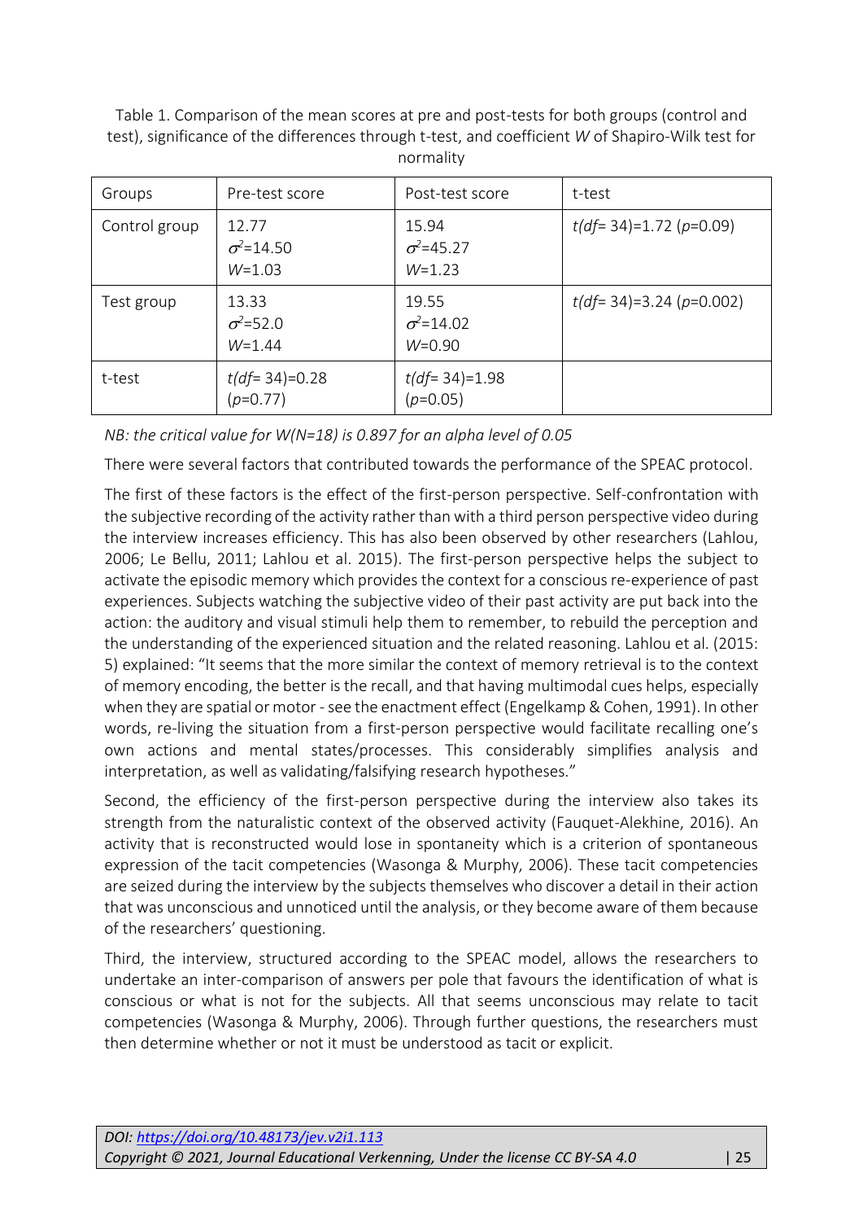Table 1. Comparison of the mean scores at pre and post-tests for both groups (control and test), significance of the differences through t-test, and coefficient *W* of Shapiro-Wilk test for normality

| Groups | Pre-test score | Post-test score | t-test |
|---|---|---|---|
| Control group | 12.77<br>$\sigma^2$=14.50<br>$W$=1.03 | 15.94<br>$\sigma^2$=45.27<br>$W$=1.23 | $t(df= 34)$=1.72 ($p$=0.09) |
| Test group | 13.33<br>$\sigma^2$=52.0<br>$W$=1.44 | 19.55<br>$\sigma^2$=14.02<br>$W$=0.90 | $t(df= 34)$=3.24 ($p$=0.002) |
| t-test | $t(df= 34)$=0.28 ($p$=0.77) | $t(df= 34)$=1.98 ($p$=0.05) | |

*NB: the critical value for W(N=18) is 0.897 for an alpha level of 0.05*

There were several factors that contributed towards the performance of the SPEAC protocol.

The first of these factors is the effect of the first-person perspective. Self-confrontation with the subjective recording of the activity rather than with a third person perspective video during the interview increases efficiency. This has also been observed by other researchers (Lahlou, 2006; Le Bellu, 2011; Lahlou et al. 2015). The first-person perspective helps the subject to activate the episodic memory which provides the context for a conscious re-experience of past experiences. Subjects watching the subjective video of their past activity are put back into the action: the auditory and visual stimuli help them to remember, to rebuild the perception and the understanding of the experienced situation and the related reasoning. Lahlou et al. (2015: 5) explained: "It seems that the more similar the context of memory retrieval is to the context of memory encoding, the better is the recall, and that having multimodal cues helps, especially when they are spatial or motor - see the enactment effect (Engelkamp & Cohen, 1991). In other words, re-living the situation from a first-person perspective would facilitate recalling one's own actions and mental states/processes. This considerably simplifies analysis and interpretation, as well as validating/falsifying research hypotheses."

Second, the efficiency of the first-person perspective during the interview also takes its strength from the naturalistic context of the observed activity (Fauquet-Alekhine, 2016). An activity that is reconstructed would lose in spontaneity which is a criterion of spontaneous expression of the tacit competencies (Wasonga & Murphy, 2006). These tacit competencies are seized during the interview by the subjects themselves who discover a detail in their action that was unconscious and unnoticed until the analysis, or they become aware of them because of the researchers' questioning.

Third, the interview, structured according to the SPEAC model, allows the researchers to undertake an inter-comparison of answers per pole that favours the identification of what is conscious or what is not for the subjects. All that seems unconscious may relate to tacit competencies (Wasonga & Murphy, 2006). Through further questions, the researchers must then determine whether or not it must be understood as tacit or explicit.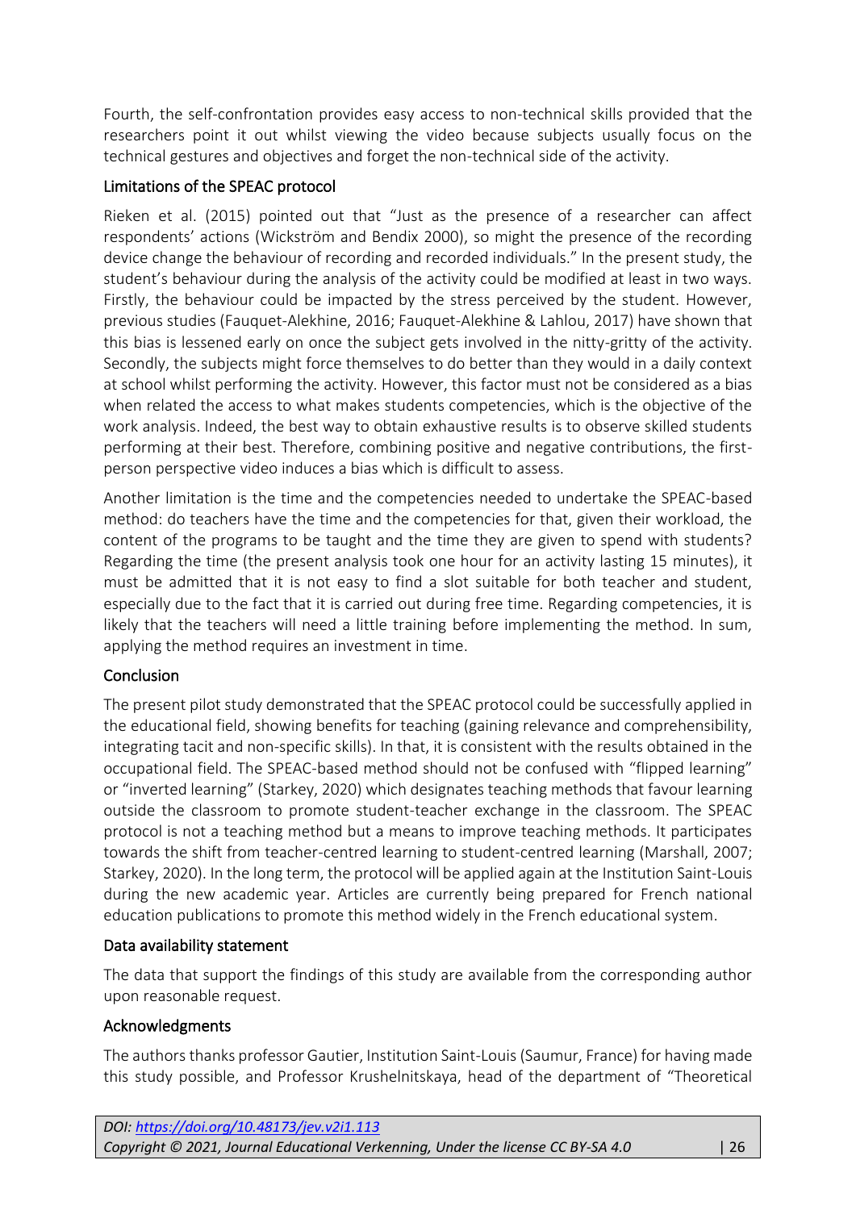Fourth, the self-confrontation provides easy access to non-technical skills provided that the researchers point it out whilst viewing the video because subjects usually focus on the technical gestures and objectives and forget the non-technical side of the activity.

### Limitations of the SPEAC protocol

Rieken et al. (2015) pointed out that "Just as the presence of a researcher can affect respondents' actions (Wickström and Bendix 2000), so might the presence of the recording device change the behaviour of recording and recorded individuals." In the present study, the student's behaviour during the analysis of the activity could be modified at least in two ways. Firstly, the behaviour could be impacted by the stress perceived by the student. However, previous studies (Fauquet-Alekhine, 2016; Fauquet-Alekhine & Lahlou, 2017) have shown that this bias is lessened early on once the subject gets involved in the nitty-gritty of the activity. Secondly, the subjects might force themselves to do better than they would in a daily context at school whilst performing the activity. However, this factor must not be considered as a bias when related the access to what makes students competencies, which is the objective of the work analysis. Indeed, the best way to obtain exhaustive results is to observe skilled students performing at their best. Therefore, combining positive and negative contributions, the first-person perspective video induces a bias which is difficult to assess.

Another limitation is the time and the competencies needed to undertake the SPEAC-based method: do teachers have the time and the competencies for that, given their workload, the content of the programs to be taught and the time they are given to spend with students? Regarding the time (the present analysis took one hour for an activity lasting 15 minutes), it must be admitted that it is not easy to find a slot suitable for both teacher and student, especially due to the fact that it is carried out during free time. Regarding competencies, it is likely that the teachers will need a little training before implementing the method. In sum, applying the method requires an investment in time.

## Conclusion

The present pilot study demonstrated that the SPEAC protocol could be successfully applied in the educational field, showing benefits for teaching (gaining relevance and comprehensibility, integrating tacit and non-specific skills). In that, it is consistent with the results obtained in the occupational field. The SPEAC-based method should not be confused with "flipped learning" or "inverted learning" (Starkey, 2020) which designates teaching methods that favour learning outside the classroom to promote student-teacher exchange in the classroom. The SPEAC protocol is not a teaching method but a means to improve teaching methods. It participates towards the shift from teacher-centred learning to student-centred learning (Marshall, 2007; Starkey, 2020). In the long term, the protocol will be applied again at the Institution Saint-Louis during the new academic year. Articles are currently being prepared for French national education publications to promote this method widely in the French educational system.

## Data availability statement

The data that support the findings of this study are available from the corresponding author upon reasonable request.

## Acknowledgments

The authors thanks professor Gautier, Institution Saint-Louis (Saumur, France) for having made this study possible, and Professor Krushelnitskaya, head of the department of "Theoretical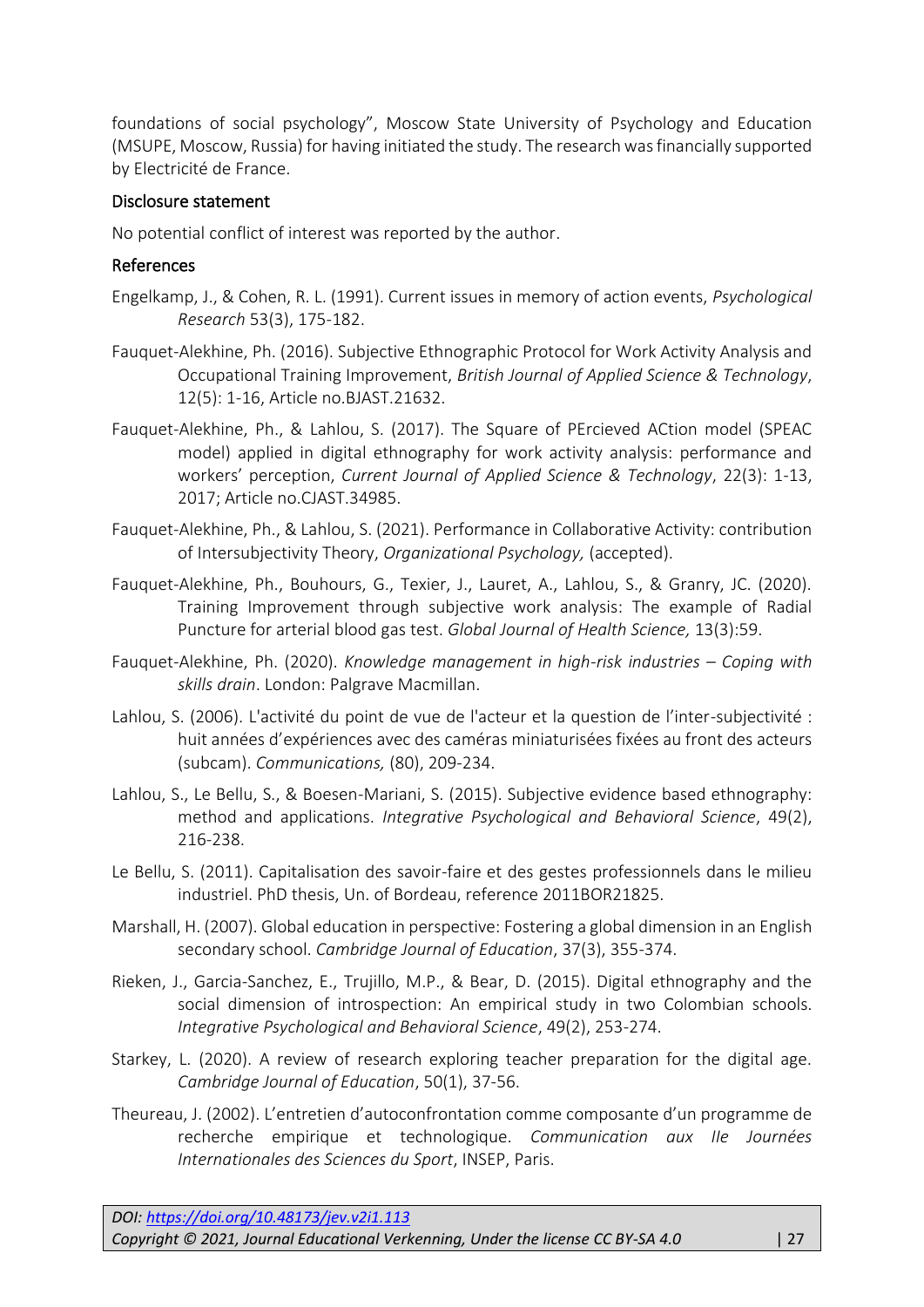foundations of social psychology", Moscow State University of Psychology and Education (MSUPE, Moscow, Russia) for having initiated the study. The research was financially supported by Electricité de France.

## Disclosure statement

No potential conflict of interest was reported by the author.

## References

Engelkamp, J., & Cohen, R. L. (1991). Current issues in memory of action events, *Psychological Research* 53(3), 175-182.

Fauquet-Alekhine, Ph. (2016). Subjective Ethnographic Protocol for Work Activity Analysis and Occupational Training Improvement, *British Journal of Applied Science & Technology*, 12(5): 1-16, Article no.BJAST.21632.

Fauquet-Alekhine, Ph., & Lahlou, S. (2017). The Square of PErcieved ACtion model (SPEAC model) applied in digital ethnography for work activity analysis: performance and workers' perception, *Current Journal of Applied Science & Technology*, 22(3): 1-13, 2017; Article no.CJAST.34985.

Fauquet-Alekhine, Ph., & Lahlou, S. (2021). Performance in Collaborative Activity: contribution of Intersubjectivity Theory, *Organizational Psychology,* (accepted).

Fauquet-Alekhine, Ph., Bouhours, G., Texier, J., Lauret, A., Lahlou, S., & Granry, JC. (2020). Training Improvement through subjective work analysis: The example of Radial Puncture for arterial blood gas test. *Global Journal of Health Science,* 13(3):59.

Fauquet-Alekhine, Ph. (2020). *Knowledge management in high-risk industries – Coping with skills drain*. London: Palgrave Macmillan.

Lahlou, S. (2006). L'activité du point de vue de l'acteur et la question de l'inter-subjectivité : huit années d'expériences avec des caméras miniaturisées fixées au front des acteurs (subcam). *Communications,* (80), 209-234.

Lahlou, S., Le Bellu, S., & Boesen-Mariani, S. (2015). Subjective evidence based ethnography: method and applications. *Integrative Psychological and Behavioral Science*, 49(2), 216-238.

Le Bellu, S. (2011). Capitalisation des savoir-faire et des gestes professionnels dans le milieu industriel. PhD thesis, Un. of Bordeau, reference 2011BOR21825.

Marshall, H. (2007). Global education in perspective: Fostering a global dimension in an English secondary school. *Cambridge Journal of Education*, 37(3), 355-374.

Rieken, J., Garcia-Sanchez, E., Trujillo, M.P., & Bear, D. (2015). Digital ethnography and the social dimension of introspection: An empirical study in two Colombian schools. *Integrative Psychological and Behavioral Science*, 49(2), 253-274.

Starkey, L. (2020). A review of research exploring teacher preparation for the digital age. *Cambridge Journal of Education*, 50(1), 37-56.

Theureau, J. (2002). L'entretien d'autoconfrontation comme composante d'un programme de recherche empirique et technologique. *Communication aux IIe Journées Internationales des Sciences du Sport*, INSEP, Paris.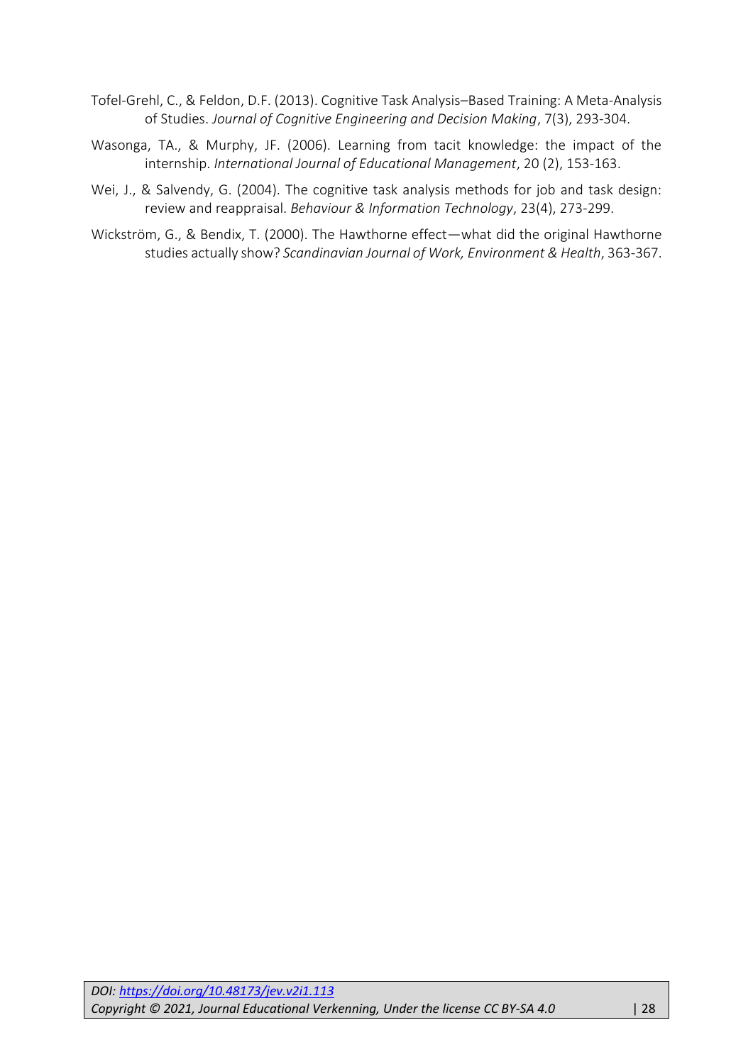Tofel-Grehl, C., & Feldon, D.F. (2013). Cognitive Task Analysis–Based Training: A Meta-Analysis of Studies. *Journal of Cognitive Engineering and Decision Making*, 7(3), 293-304.

Wasonga, TA., & Murphy, JF. (2006). Learning from tacit knowledge: the impact of the internship. *International Journal of Educational Management*, 20 (2), 153-163.

Wei, J., & Salvendy, G. (2004). The cognitive task analysis methods for job and task design: review and reappraisal. *Behaviour & Information Technology*, 23(4), 273-299.

Wickström, G., & Bendix, T. (2000). The Hawthorne effect—what did the original Hawthorne studies actually show? *Scandinavian Journal of Work, Environment & Health*, 363-367.